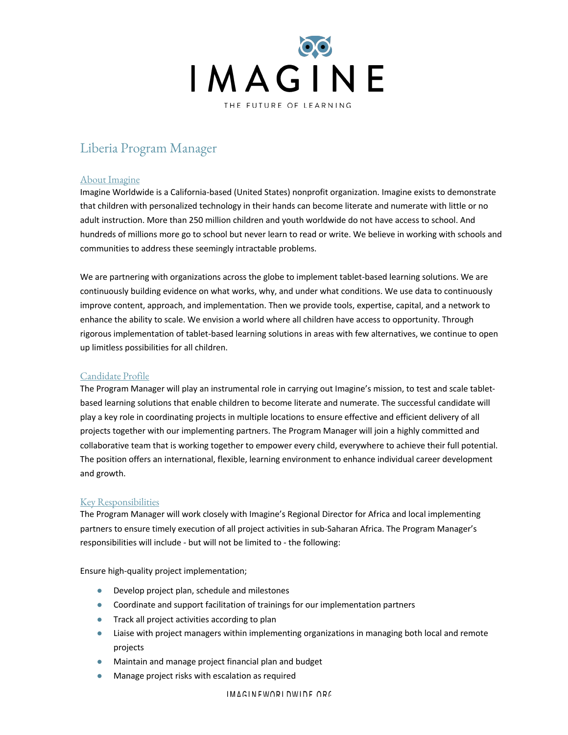IMAGINE

THE FUTURE OF LEARNING

# Liberia Program Manager

## About Imagine

Imagine Worldwide is a California-based (United States) nonprofit organization. Imagine exists to demonstrate that children with personalized technology in their hands can become literate and numerate with little or no adult instruction. More than 250 million children and youth worldwide do not have access to school. And hundreds of millions more go to school but never learn to read or write. We believe in working with schools and communities to address these seemingly intractable problems.

We are partnering with organizations across the globe to implement tablet-based learning solutions. We are continuously building evidence on what works, why, and under what conditions. We use data to continuously improve content, approach, and implementation. Then we provide tools, expertise, capital, and a network to enhance the ability to scale. We envision a world where all children have access to opportunity. Through rigorous implementation of tablet-based learning solutions in areas with few alternatives, we continue to open up limitless possibilities for all children.

## Candidate Profile

The Program Manager will play an instrumental role in carrying out Imagine's mission, to test and scale tablet-based learning solutions that enable children to become literate and numerate. The successful candidate will play a key role in coordinating projects in multiple locations to ensure effective and efficient delivery of all projects together with our implementing partners. The Program Manager will join a highly committed and collaborative team that is working together to empower every child, everywhere to achieve their full potential. The position offers an international, flexible, learning environment to enhance individual career development and growth.

## Key Responsibilities

The Program Manager will work closely with Imagine's Regional Director for Africa and local implementing partners to ensure timely execution of all project activities in sub-Saharan Africa. The Program Manager's responsibilities will include - but will not be limited to - the following:

Ensure high-quality project implementation;

- Develop project plan, schedule and milestones
- Coordinate and support facilitation of trainings for our implementation partners
- Track all project activities according to plan
- Liaise with project managers within implementing organizations in managing both local and remote projects
- Maintain and manage project financial plan and budget
- Manage project risks with escalation as required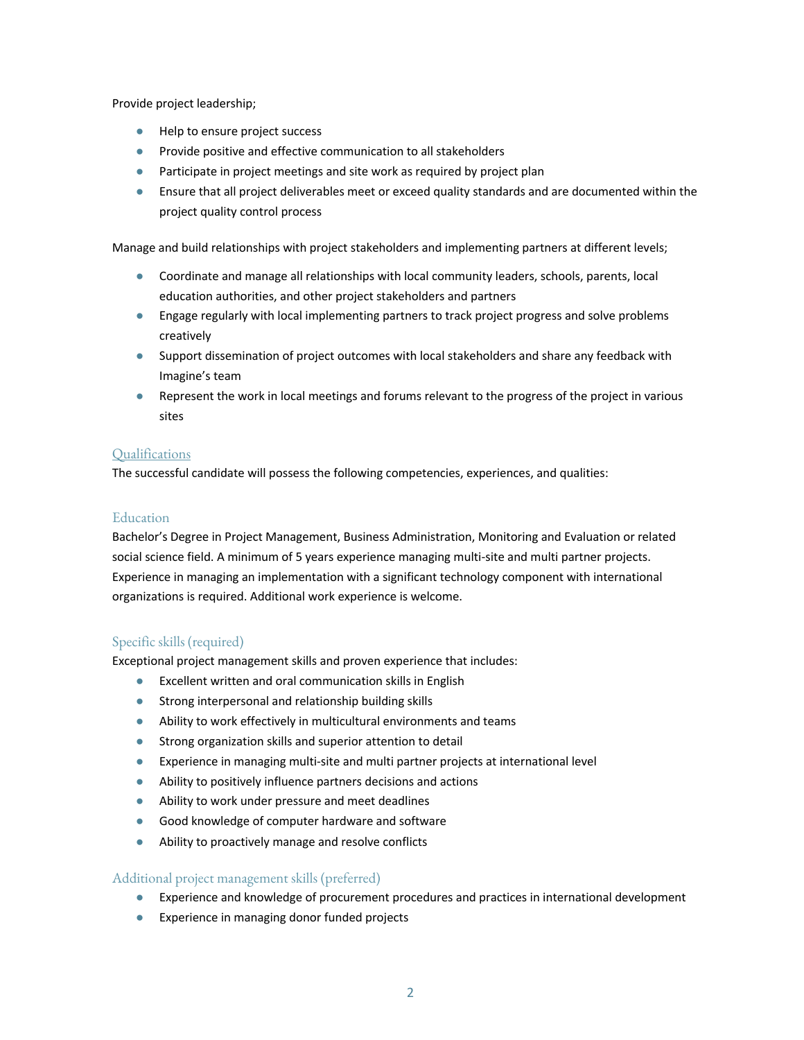Provide project leadership;

- Help to ensure project success
- Provide positive and effective communication to all stakeholders
- Participate in project meetings and site work as required by project plan
- Ensure that all project deliverables meet or exceed quality standards and are documented within the project quality control process

Manage and build relationships with project stakeholders and implementing partners at different levels;

- Coordinate and manage all relationships with local community leaders, schools, parents, local education authorities, and other project stakeholders and partners
- Engage regularly with local implementing partners to track project progress and solve problems creatively
- Support dissemination of project outcomes with local stakeholders and share any feedback with Imagine's team
- Represent the work in local meetings and forums relevant to the progress of the project in various sites

## Qualifications

The successful candidate will possess the following competencies, experiences, and qualities:

### Education

Bachelor's Degree in Project Management, Business Administration, Monitoring and Evaluation or related social science field. A minimum of 5 years experience managing multi-site and multi partner projects. Experience in managing an implementation with a significant technology component with international organizations is required. Additional work experience is welcome.

### Specific skills (required)

Exceptional project management skills and proven experience that includes:

- Excellent written and oral communication skills in English
- Strong interpersonal and relationship building skills
- Ability to work effectively in multicultural environments and teams
- Strong organization skills and superior attention to detail
- Experience in managing multi-site and multi partner projects at international level
- Ability to positively influence partners decisions and actions
- Ability to work under pressure and meet deadlines
- Good knowledge of computer hardware and software
- Ability to proactively manage and resolve conflicts

### Additional project management skills (preferred)

- Experience and knowledge of procurement procedures and practices in international development
- Experience in managing donor funded projects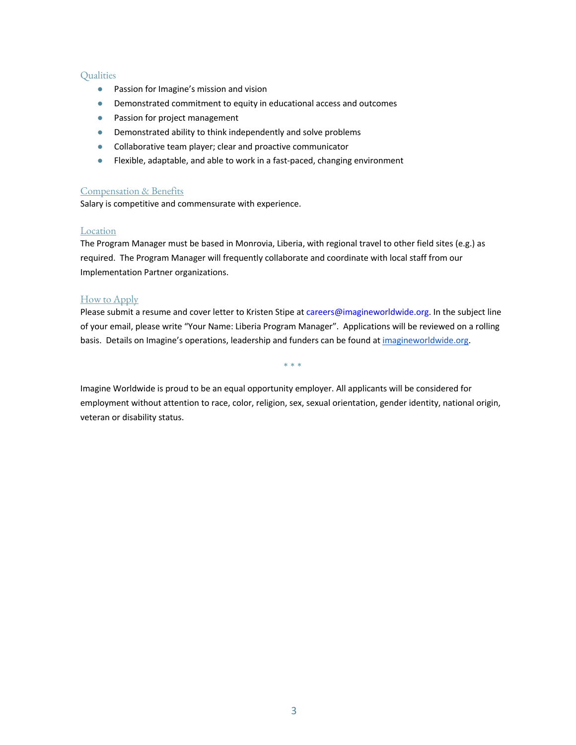## Qualities

- Passion for Imagine's mission and vision
- Demonstrated commitment to equity in educational access and outcomes
- Passion for project management
- Demonstrated ability to think independently and solve problems
- Collaborative team player; clear and proactive communicator
- Flexible, adaptable, and able to work in a fast-paced, changing environment

## Compensation & Benefits

Salary is competitive and commensurate with experience.

## Location

The Program Manager must be based in Monrovia, Liberia, with regional travel to other field sites (e.g.) as required. The Program Manager will frequently collaborate and coordinate with local staff from our Implementation Partner organizations.

## How to Apply

Please submit a resume and cover letter to Kristen Stipe at careers@imagineworldwide.org. In the subject line of your email, please write "Your Name: Liberia Program Manager". Applications will be reviewed on a rolling basis. Details on Imagine's operations, leadership and funders can be found at imagineworldwide.org.

\* \* \*

Imagine Worldwide is proud to be an equal opportunity employer. All applicants will be considered for employment without attention to race, color, religion, sex, sexual orientation, gender identity, national origin, veteran or disability status.